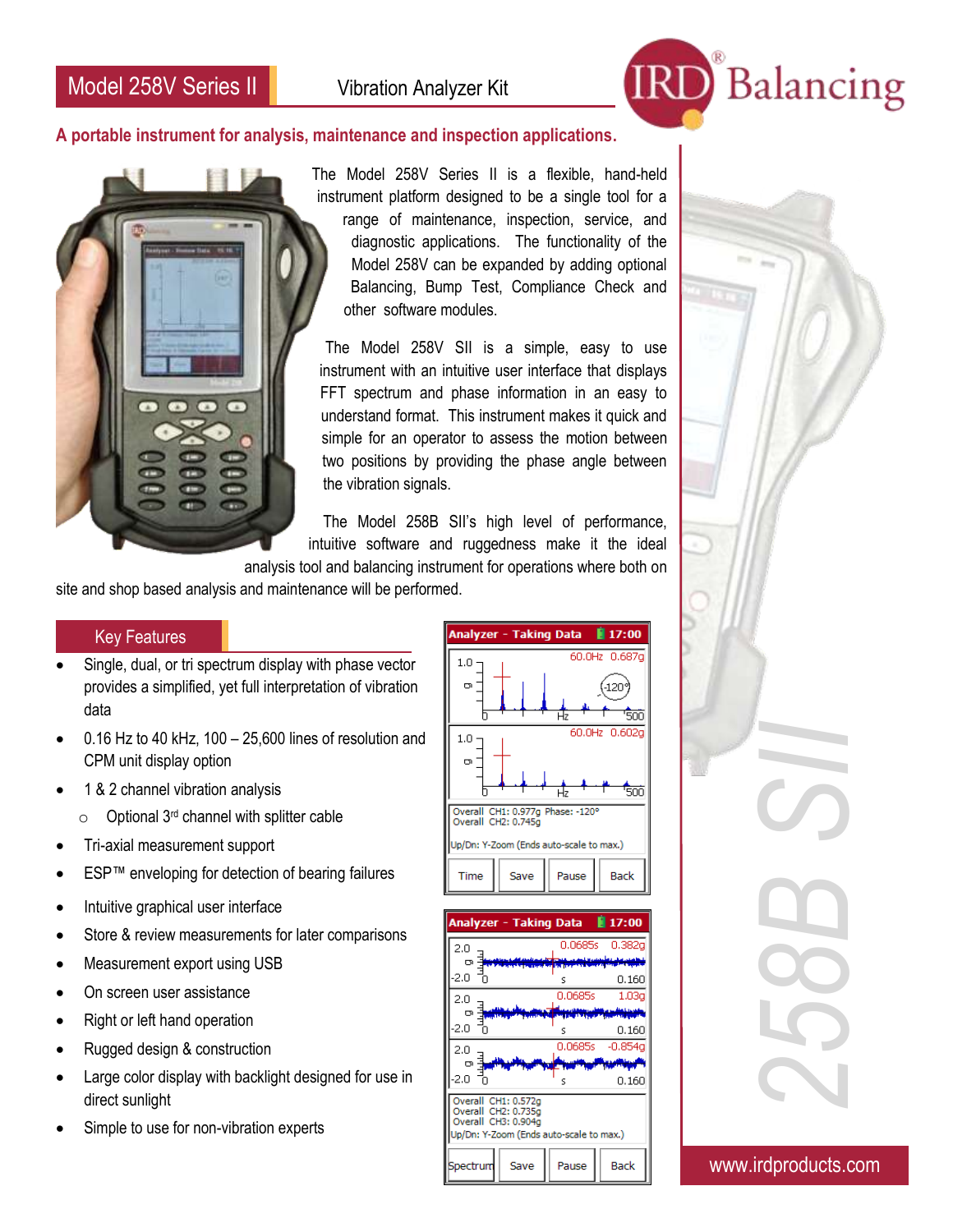# Model 258V Series II

## Vibration Analyzer Kit

IRD® Balancing

**A portable instrument for analysis, maintenance and inspection applications.**

The Model 258V Series II is a flexible, hand-held instrument platform designed to be a single tool for a range of maintenance, inspection, service, and diagnostic applications. The functionality of the Model 258V can be expanded by adding optional Balancing, Bump Test, Compliance Check and other software modules.

The Model 258V SII is a simple, easy to use instrument with an intuitive user interface that displays FFT spectrum and phase information in an easy to understand format. This instrument makes it quick and simple for an operator to assess the motion between two positions by providing the phase angle between the vibration signals.

The Model 258B SII's high level of performance, intuitive software and ruggedness make it the ideal analysis tool and balancing instrument for operations where both on site and shop based analysis and maintenance will be performed.

## Key Features

- Single, dual, or tri spectrum display with phase vector provides a simplified, yet full interpretation of vibration data
- 0.16 Hz to 40 kHz, 100 – 25,600 lines of resolution and CPM unit display option
- 1 & 2 channel vibration analysis
  - Optional 3rd channel with splitter cable
- Tri-axial measurement support
- ESP™ enveloping for detection of bearing failures
- Intuitive graphical user interface
- Store & review measurements for later comparisons
- Measurement export using USB
- On screen user assistance
- Right or left hand operation
- Rugged design & construction
- Large color display with backlight designed for use in direct sunlight
- Simple to use for non-vibration experts

258B SII

www.irdproducts.com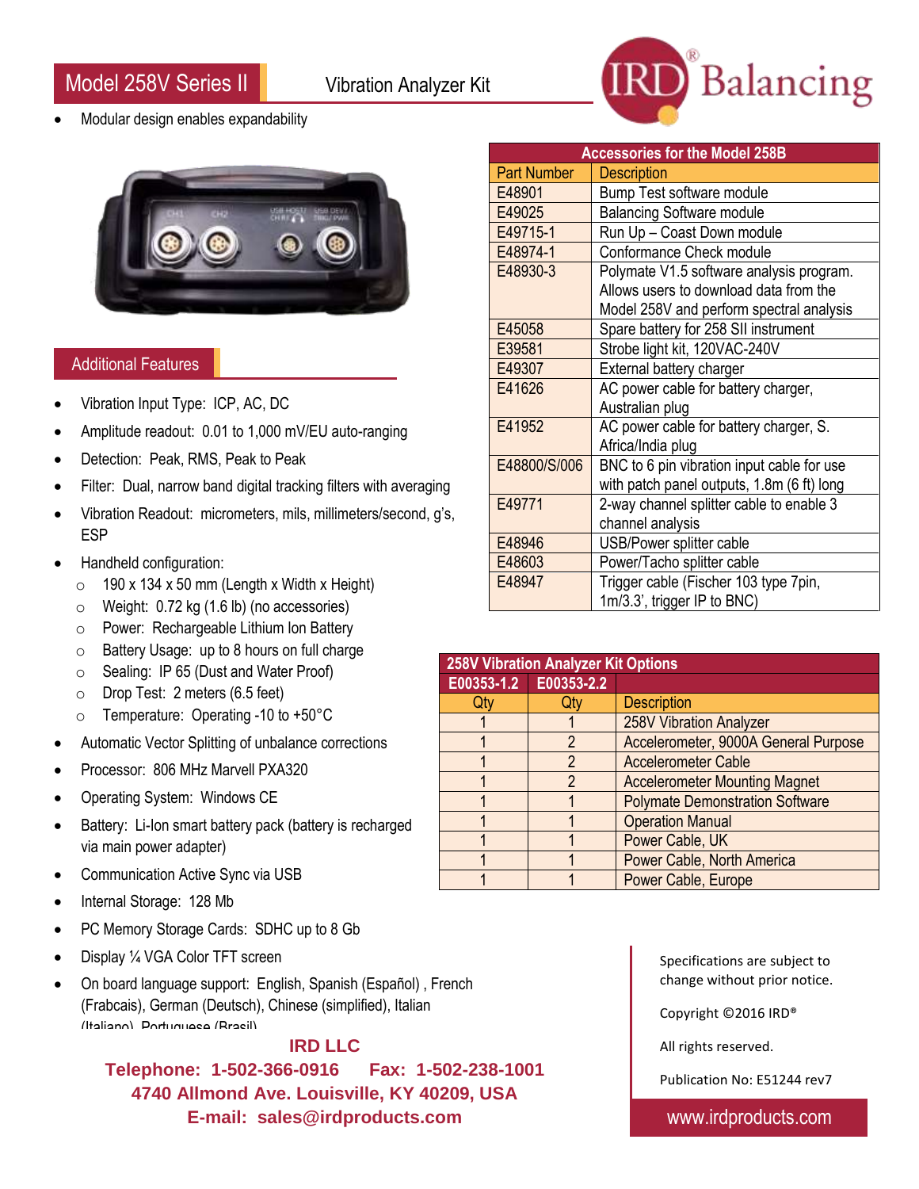# Model 258V Series II

Vibration Analyzer Kit

- Modular design enables expandability

## Additional Features

- Vibration Input Type: ICP, AC, DC
- Amplitude readout: 0.01 to 1,000 mV/EU auto-ranging
- Detection: Peak, RMS, Peak to Peak
- Filter: Dual, narrow band digital tracking filters with averaging
- Vibration Readout: micrometers, mils, millimeters/second, g's, ESP
- Handheld configuration:
  - 190 x 134 x 50 mm (Length x Width x Height)
  - Weight: 0.72 kg (1.6 lb) (no accessories)
  - Power: Rechargeable Lithium Ion Battery
  - Battery Usage: up to 8 hours on full charge
  - Sealing: IP 65 (Dust and Water Proof)
  - Drop Test: 2 meters (6.5 feet)
  - Temperature: Operating -10 to +50°C
- Automatic Vector Splitting of unbalance corrections
- Processor: 806 MHz Marvell PXA320
- Operating System: Windows CE
- Battery: Li-Ion smart battery pack (battery is recharged via main power adapter)
- Communication Active Sync via USB
- Internal Storage: 128 Mb
- PC Memory Storage Cards: SDHC up to 8 Gb
- Display ¼ VGA Color TFT screen
- On board language support: English, Spanish (Español) , French (Frabcais), German (Deutsch), Chinese (simplified), Italian (Italiano), Portuguese (Brasil)

| Accessories for the Model 258B | |
|---|---|
| **Part Number** | **Description** |
| E48901 | Bump Test software module |
| E49025 | Balancing Software module |
| E49715-1 | Run Up – Coast Down module |
| E48974-1 | Conformance Check module |
| E48930-3 | Polymate V1.5 software analysis program. Allows users to download data from the Model 258V and perform spectral analysis |
| E45058 | Spare battery for 258 SII instrument |
| E39581 | Strobe light kit, 120VAC-240V |
| E49307 | External battery charger |
| E41626 | AC power cable for battery charger, Australian plug |
| E41952 | AC power cable for battery charger, S. Africa/India plug |
| E48800/S/006 | BNC to 6 pin vibration input cable for use with patch panel outputs, 1.8m (6 ft) long |
| E49771 | 2-way channel splitter cable to enable 3 channel analysis |
| E48946 | USB/Power splitter cable |
| E48603 | Power/Tacho splitter cable |
| E48947 | Trigger cable (Fischer 103 type 7pin, 1m/3.3', trigger IP to BNC) |

| 258V Vibration Analyzer Kit Options | | |
|---|---|---|
| **E00353-1.2** | **E00353-2.2** | |
| **Qty** | **Qty** | **Description** |
| 1 | 1 | 258V Vibration Analyzer |
| 1 | 2 | Accelerometer, 9000A General Purpose |
| 1 | 2 | Accelerometer Cable |
| 1 | 2 | Accelerometer Mounting Magnet |
| 1 | 1 | Polymate Demonstration Software |
| 1 | 1 | Operation Manual |
| 1 | 1 | Power Cable, UK |
| 1 | 1 | Power Cable, North America |
| 1 | 1 | Power Cable, Europe |

Specifications are subject to change without prior notice.

Copyright ©2016 IRD®

All rights reserved.

Publication No: E51244 rev7

**IRD LLC**
**Telephone: 1-502-366-0916 Fax: 1-502-238-1001**
**4740 Allmond Ave. Louisville, KY 40209, USA**
**E-mail: sales@irdproducts.com**

www.irdproducts.com